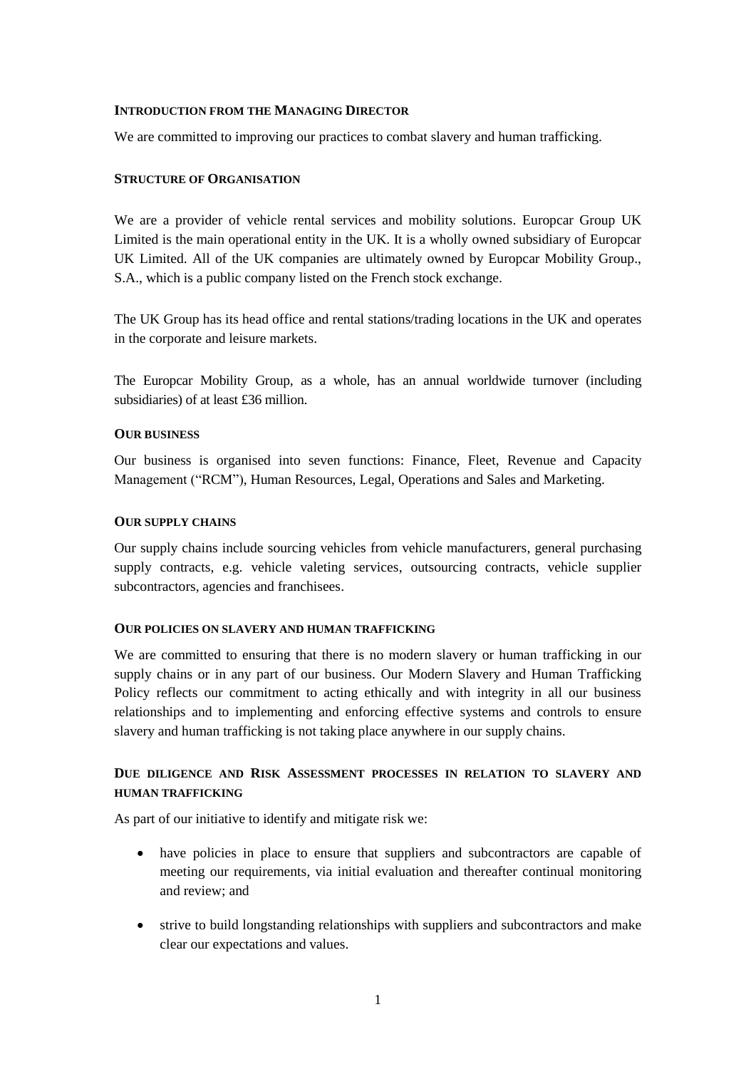## INTRODUCTION FROM THE MANAGING DIRECTOR

We are committed to improving our practices to combat slavery and human trafficking.

## STRUCTURE OF ORGANISATION

We are a provider of vehicle rental services and mobility solutions. Europcar Group UK Limited is the main operational entity in the UK. It is a wholly owned subsidiary of Europcar UK Limited. All of the UK companies are ultimately owned by Europcar Mobility Group., S.A., which is a public company listed on the French stock exchange.

The UK Group has its head office and rental stations/trading locations in the UK and operates in the corporate and leisure markets.

The Europcar Mobility Group, as a whole, has an annual worldwide turnover (including subsidiaries) of at least £36 million.

## OUR BUSINESS

Our business is organised into seven functions: Finance, Fleet, Revenue and Capacity Management ("RCM"), Human Resources, Legal, Operations and Sales and Marketing.

## OUR SUPPLY CHAINS

Our supply chains include sourcing vehicles from vehicle manufacturers, general purchasing supply contracts, e.g. vehicle valeting services, outsourcing contracts, vehicle supplier subcontractors, agencies and franchisees.

## OUR POLICIES ON SLAVERY AND HUMAN TRAFFICKING

We are committed to ensuring that there is no modern slavery or human trafficking in our supply chains or in any part of our business. Our Modern Slavery and Human Trafficking Policy reflects our commitment to acting ethically and with integrity in all our business relationships and to implementing and enforcing effective systems and controls to ensure slavery and human trafficking is not taking place anywhere in our supply chains.

## DUE DILIGENCE AND RISK ASSESSMENT PROCESSES IN RELATION TO SLAVERY AND HUMAN TRAFFICKING

As part of our initiative to identify and mitigate risk we:

- have policies in place to ensure that suppliers and subcontractors are capable of meeting our requirements, via initial evaluation and thereafter continual monitoring and review; and
- strive to build longstanding relationships with suppliers and subcontractors and make clear our expectations and values.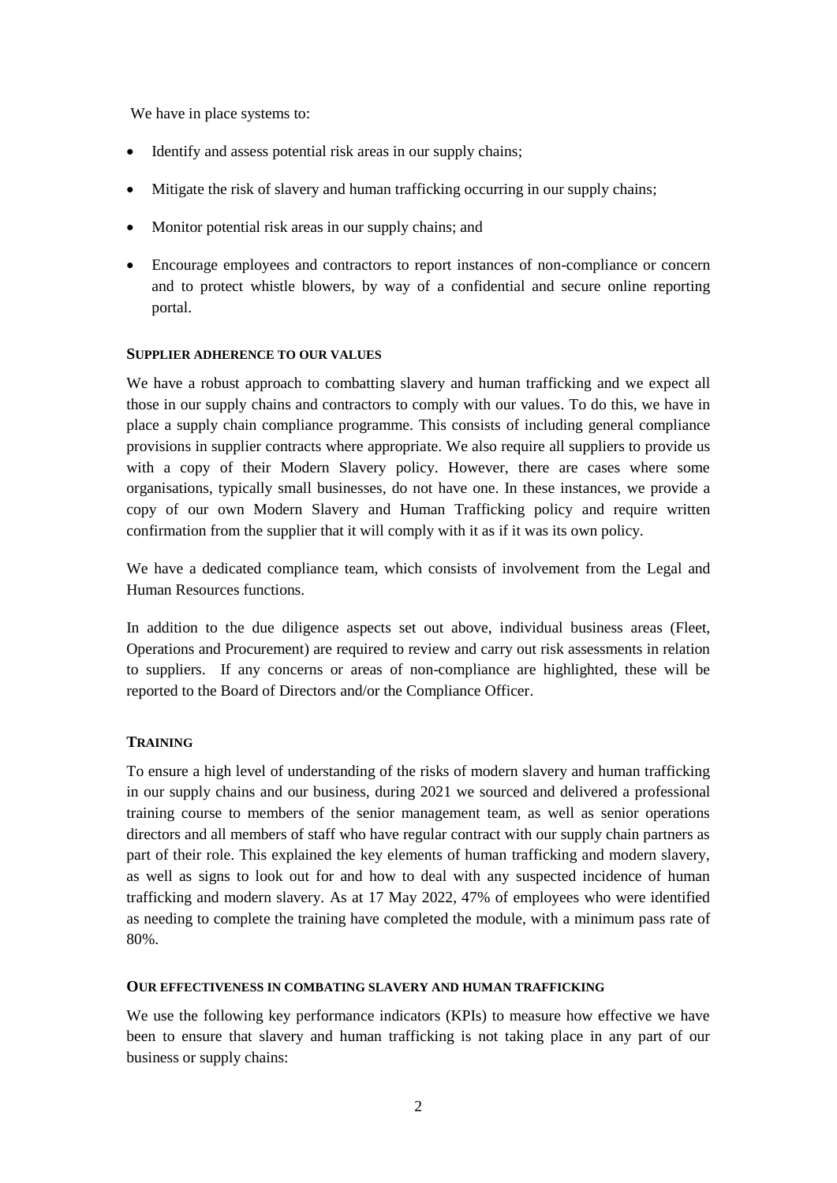We have in place systems to:

- Identify and assess potential risk areas in our supply chains;
- Mitigate the risk of slavery and human trafficking occurring in our supply chains;
- Monitor potential risk areas in our supply chains; and
- Encourage employees and contractors to report instances of non-compliance or concern and to protect whistle blowers, by way of a confidential and secure online reporting portal.

### SUPPLIER ADHERENCE TO OUR VALUES

We have a robust approach to combatting slavery and human trafficking and we expect all those in our supply chains and contractors to comply with our values. To do this, we have in place a supply chain compliance programme. This consists of including general compliance provisions in supplier contracts where appropriate. We also require all suppliers to provide us with a copy of their Modern Slavery policy. However, there are cases where some organisations, typically small businesses, do not have one. In these instances, we provide a copy of our own Modern Slavery and Human Trafficking policy and require written confirmation from the supplier that it will comply with it as if it was its own policy.

We have a dedicated compliance team, which consists of involvement from the Legal and Human Resources functions.

In addition to the due diligence aspects set out above, individual business areas (Fleet, Operations and Procurement) are required to review and carry out risk assessments in relation to suppliers. If any concerns or areas of non-compliance are highlighted, these will be reported to the Board of Directors and/or the Compliance Officer.

### TRAINING

To ensure a high level of understanding of the risks of modern slavery and human trafficking in our supply chains and our business, during 2021 we sourced and delivered a professional training course to members of the senior management team, as well as senior operations directors and all members of staff who have regular contract with our supply chain partners as part of their role. This explained the key elements of human trafficking and modern slavery, as well as signs to look out for and how to deal with any suspected incidence of human trafficking and modern slavery. As at 17 May 2022, 47% of employees who were identified as needing to complete the training have completed the module, with a minimum pass rate of 80%.

### OUR EFFECTIVENESS IN COMBATING SLAVERY AND HUMAN TRAFFICKING

We use the following key performance indicators (KPIs) to measure how effective we have been to ensure that slavery and human trafficking is not taking place in any part of our business or supply chains: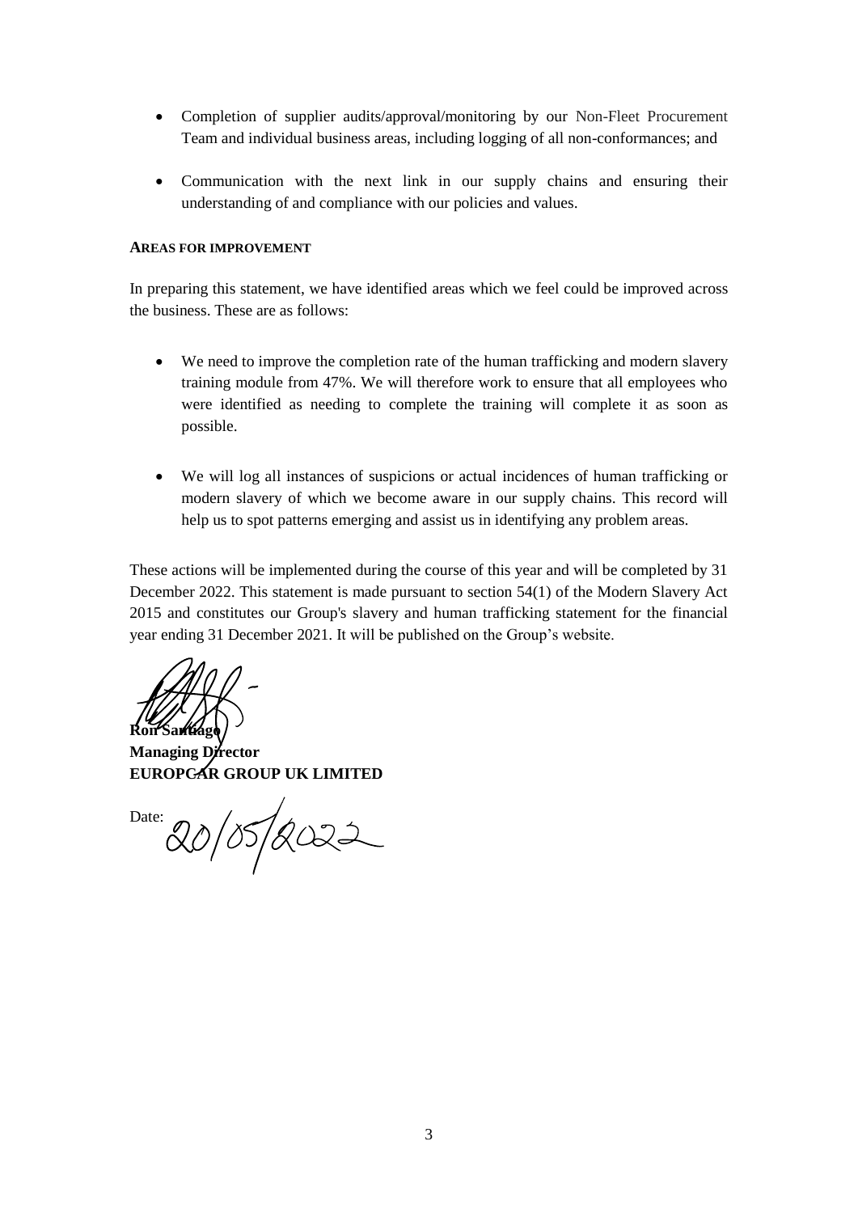- Completion of supplier audits/approval/monitoring by our Non-Fleet Procurement Team and individual business areas, including logging of all non-conformances; and

- Communication with the next link in our supply chains and ensuring their understanding of and compliance with our policies and values.

**AREAS FOR IMPROVEMENT**

In preparing this statement, we have identified areas which we feel could be improved across the business. These are as follows:

- We need to improve the completion rate of the human trafficking and modern slavery training module from 47%. We will therefore work to ensure that all employees who were identified as needing to complete the training will complete it as soon as possible.

- We will log all instances of suspicions or actual incidences of human trafficking or modern slavery of which we become aware in our supply chains. This record will help us to spot patterns emerging and assist us in identifying any problem areas.

These actions will be implemented during the course of this year and will be completed by 31 December 2022. This statement is made pursuant to section 54(1) of the Modern Slavery Act 2015 and constitutes our Group's slavery and human trafficking statement for the financial year ending 31 December 2021. It will be published on the Group's website.

**Ron Santiago**
**Managing Director**
**EUROPCAR GROUP UK LIMITED**

Date: 20/05/2022